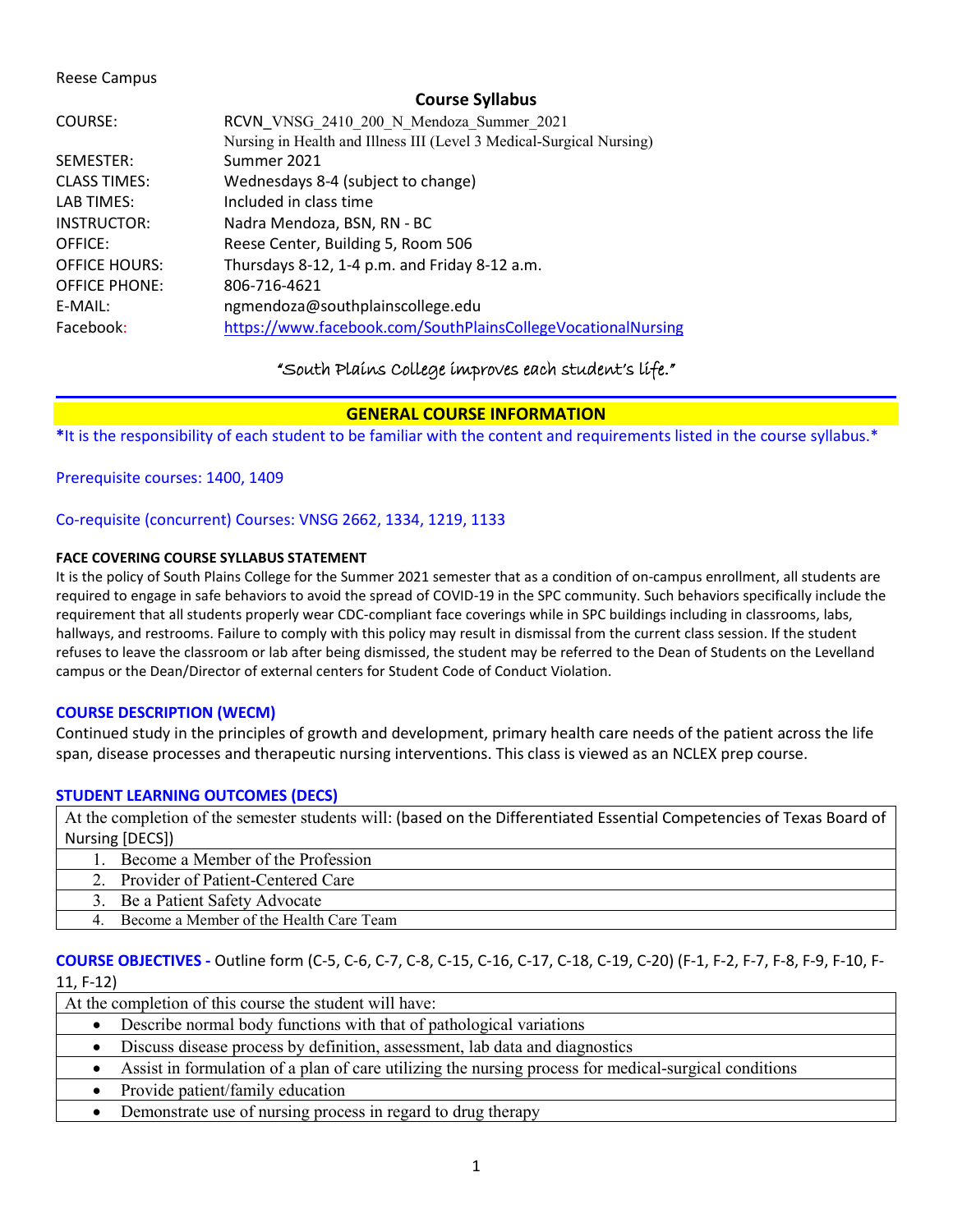Reese Campus

# Course Syllabus

| | |
|---|---|
| COURSE: | RCVN_VNSG_2410_200_N_Mendoza_Summer_2021<br>Nursing in Health and Illness III (Level 3 Medical-Surgical Nursing) |
| SEMESTER: | Summer 2021 |
| CLASS TIMES: | Wednesdays 8-4 (subject to change) |
| LAB TIMES: | Included in class time |
| INSTRUCTOR: | Nadra Mendoza, BSN, RN - BC |
| OFFICE: | Reese Center, Building 5, Room 506 |
| OFFICE HOURS: | Thursdays 8-12, 1-4 p.m. and Friday 8-12 a.m. |
| OFFICE PHONE: | 806-716-4621 |
| E-MAIL: | ngmendoza@southplainscollege.edu |
| Facebook: | https://www.facebook.com/SouthPlainsCollegeVocationalNursing |

*"South Plains College improves each student's life."*

## GENERAL COURSE INFORMATION

***It is the responsibility of each student to be familiar with the content and requirements listed in the course syllabus.***

Prerequisite courses: 1400, 1409

Co-requisite (concurrent) Courses: VNSG 2662, 1334, 1219, 1133

**FACE COVERING COURSE SYLLABUS STATEMENT**

It is the policy of South Plains College for the Summer 2021 semester that as a condition of on-campus enrollment, all students are required to engage in safe behaviors to avoid the spread of COVID-19 in the SPC community. Such behaviors specifically include the requirement that all students properly wear CDC-compliant face coverings while in SPC buildings including in classrooms, labs, hallways, and restrooms. Failure to comply with this policy may result in dismissal from the current class session. If the student refuses to leave the classroom or lab after being dismissed, the student may be referred to the Dean of Students on the Levelland campus or the Dean/Director of external centers for Student Code of Conduct Violation.

### COURSE DESCRIPTION (WECM)

Continued study in the principles of growth and development, primary health care needs of the patient across the life span, disease processes and therapeutic nursing interventions. This class is viewed as an NCLEX prep course.

### STUDENT LEARNING OUTCOMES (DECS)

| At the completion of the semester students will: (based on the Differentiated Essential Competencies of Texas Board of Nursing [DECS]) |
|---|
| 1. Become a Member of the Profession |
| 2. Provider of Patient-Centered Care |
| 3. Be a Patient Safety Advocate |
| 4. Become a Member of the Health Care Team |

**COURSE OBJECTIVES -** Outline form (C-5, C-6, C-7, C-8, C-15, C-16, C-17, C-18, C-19, C-20) (F-1, F-2, F-7, F-8, F-9, F-10, F-11, F-12)

| At the completion of this course the student will have: |
|---|
| • Describe normal body functions with that of pathological variations |
| • Discuss disease process by definition, assessment, lab data and diagnostics |
| • Assist in formulation of a plan of care utilizing the nursing process for medical-surgical conditions |
| • Provide patient/family education |
| • Demonstrate use of nursing process in regard to drug therapy |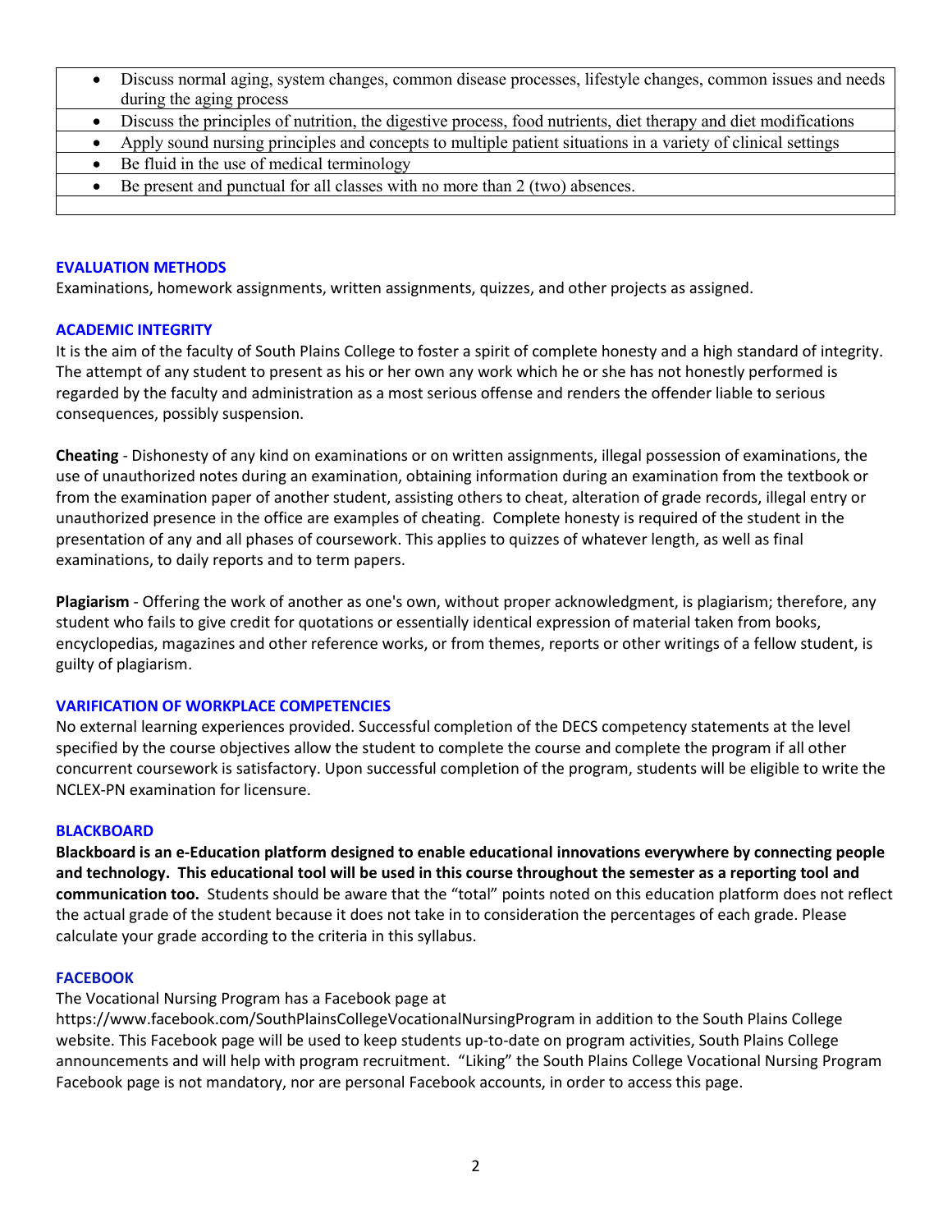| |
|---|
| • Discuss normal aging, system changes, common disease processes, lifestyle changes, common issues and needs during the aging process |
| • Discuss the principles of nutrition, the digestive process, food nutrients, diet therapy and diet modifications |
| • Apply sound nursing principles and concepts to multiple patient situations in a variety of clinical settings |
| • Be fluid in the use of medical terminology |
| • Be present and punctual for all classes with no more than 2 (two) absences. |
| |

### EVALUATION METHODS

Examinations, homework assignments, written assignments, quizzes, and other projects as assigned.

### ACADEMIC INTEGRITY

It is the aim of the faculty of South Plains College to foster a spirit of complete honesty and a high standard of integrity. The attempt of any student to present as his or her own any work which he or she has not honestly performed is regarded by the faculty and administration as a most serious offense and renders the offender liable to serious consequences, possibly suspension.

**Cheating** - Dishonesty of any kind on examinations or on written assignments, illegal possession of examinations, the use of unauthorized notes during an examination, obtaining information during an examination from the textbook or from the examination paper of another student, assisting others to cheat, alteration of grade records, illegal entry or unauthorized presence in the office are examples of cheating. Complete honesty is required of the student in the presentation of any and all phases of coursework. This applies to quizzes of whatever length, as well as final examinations, to daily reports and to term papers.

**Plagiarism** - Offering the work of another as one's own, without proper acknowledgment, is plagiarism; therefore, any student who fails to give credit for quotations or essentially identical expression of material taken from books, encyclopedias, magazines and other reference works, or from themes, reports or other writings of a fellow student, is guilty of plagiarism.

### VARIFICATION OF WORKPLACE COMPETENCIES

No external learning experiences provided. Successful completion of the DECS competency statements at the level specified by the course objectives allow the student to complete the course and complete the program if all other concurrent coursework is satisfactory. Upon successful completion of the program, students will be eligible to write the NCLEX-PN examination for licensure.

### BLACKBOARD

**Blackboard is an e-Education platform designed to enable educational innovations everywhere by connecting people and technology. This educational tool will be used in this course throughout the semester as a reporting tool and communication too.** Students should be aware that the "total" points noted on this education platform does not reflect the actual grade of the student because it does not take in to consideration the percentages of each grade. Please calculate your grade according to the criteria in this syllabus.

### FACEBOOK

The Vocational Nursing Program has a Facebook page at https://www.facebook.com/SouthPlainsCollegeVocationalNursingProgram in addition to the South Plains College website. This Facebook page will be used to keep students up-to-date on program activities, South Plains College announcements and will help with program recruitment. "Liking" the South Plains College Vocational Nursing Program Facebook page is not mandatory, nor are personal Facebook accounts, in order to access this page.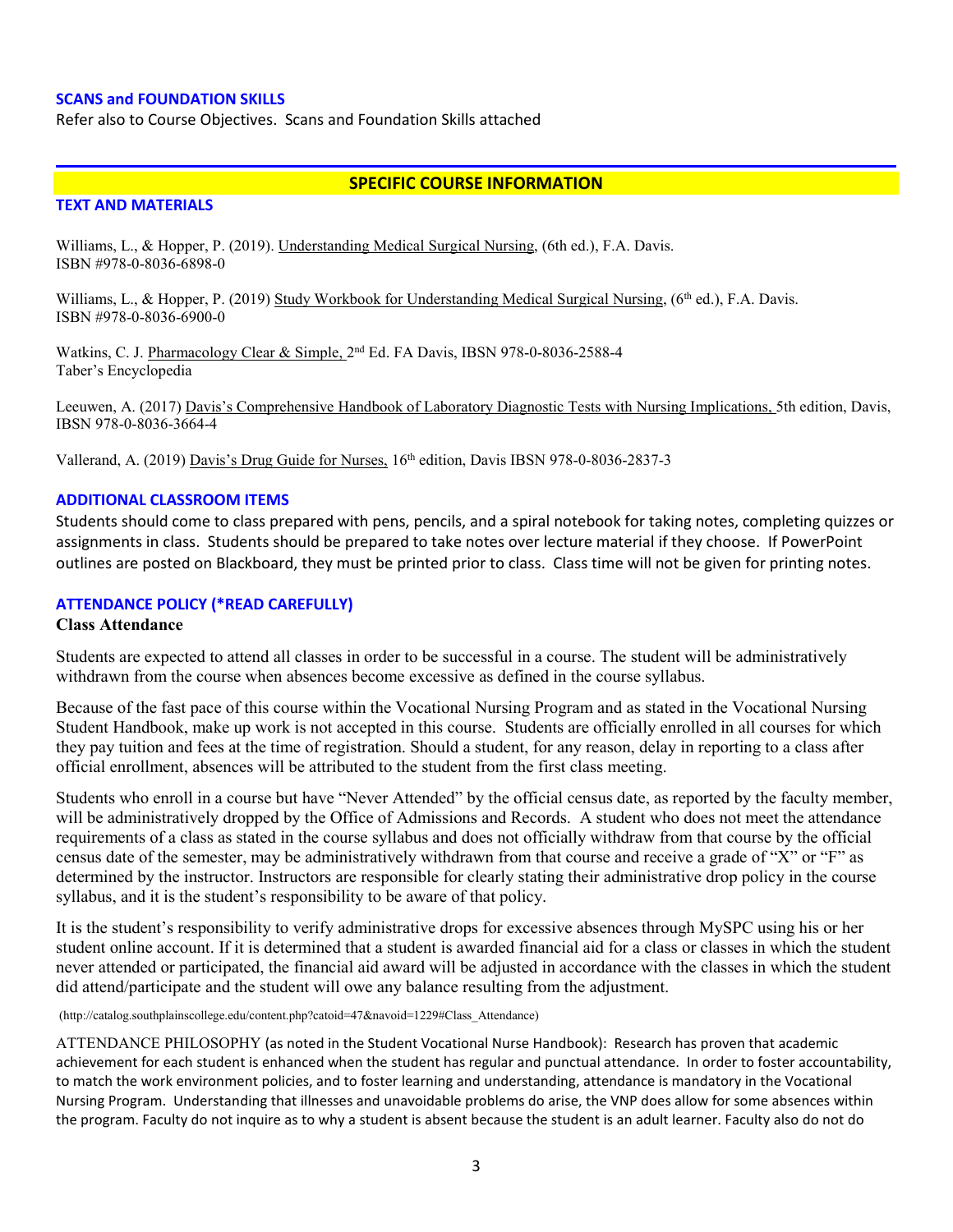### SCANS and FOUNDATION SKILLS

Refer also to Course Objectives. Scans and Foundation Skills attached

## SPECIFIC COURSE INFORMATION

### TEXT AND MATERIALS

Williams, L., & Hopper, P. (2019). Understanding Medical Surgical Nursing, (6th ed.), F.A. Davis.
ISBN #978-0-8036-6898-0

Williams, L., & Hopper, P. (2019) Study Workbook for Understanding Medical Surgical Nursing, (6th ed.), F.A. Davis.
ISBN #978-0-8036-6900-0

Watkins, C. J. Pharmacology Clear & Simple, 2nd Ed. FA Davis, IBSN 978-0-8036-2588-4
Taber's Encyclopedia

Leeuwen, A. (2017) Davis's Comprehensive Handbook of Laboratory Diagnostic Tests with Nursing Implications, 5th edition, Davis, IBSN 978-0-8036-3664-4

Vallerand, A. (2019) Davis's Drug Guide for Nurses, 16th edition, Davis IBSN 978-0-8036-2837-3

### ADDITIONAL CLASSROOM ITEMS

Students should come to class prepared with pens, pencils, and a spiral notebook for taking notes, completing quizzes or assignments in class. Students should be prepared to take notes over lecture material if they choose. If PowerPoint outlines are posted on Blackboard, they must be printed prior to class. Class time will not be given for printing notes.

### ATTENDANCE POLICY (*READ CAREFULLY)

**Class Attendance**

Students are expected to attend all classes in order to be successful in a course. The student will be administratively withdrawn from the course when absences become excessive as defined in the course syllabus.

Because of the fast pace of this course within the Vocational Nursing Program and as stated in the Vocational Nursing Student Handbook, make up work is not accepted in this course. Students are officially enrolled in all courses for which they pay tuition and fees at the time of registration. Should a student, for any reason, delay in reporting to a class after official enrollment, absences will be attributed to the student from the first class meeting.

Students who enroll in a course but have "Never Attended" by the official census date, as reported by the faculty member, will be administratively dropped by the Office of Admissions and Records. A student who does not meet the attendance requirements of a class as stated in the course syllabus and does not officially withdraw from that course by the official census date of the semester, may be administratively withdrawn from that course and receive a grade of "X" or "F" as determined by the instructor. Instructors are responsible for clearly stating their administrative drop policy in the course syllabus, and it is the student's responsibility to be aware of that policy.

It is the student's responsibility to verify administrative drops for excessive absences through MySPC using his or her student online account. If it is determined that a student is awarded financial aid for a class or classes in which the student never attended or participated, the financial aid award will be adjusted in accordance with the classes in which the student did attend/participate and the student will owe any balance resulting from the adjustment.

(http://catalog.southplainscollege.edu/content.php?catoid=47&navoid=1229#Class_Attendance)

ATTENDANCE PHILOSOPHY (as noted in the Student Vocational Nurse Handbook): Research has proven that academic achievement for each student is enhanced when the student has regular and punctual attendance. In order to foster accountability, to match the work environment policies, and to foster learning and understanding, attendance is mandatory in the Vocational Nursing Program. Understanding that illnesses and unavoidable problems do arise, the VNP does allow for some absences within the program. Faculty do not inquire as to why a student is absent because the student is an adult learner. Faculty also do not do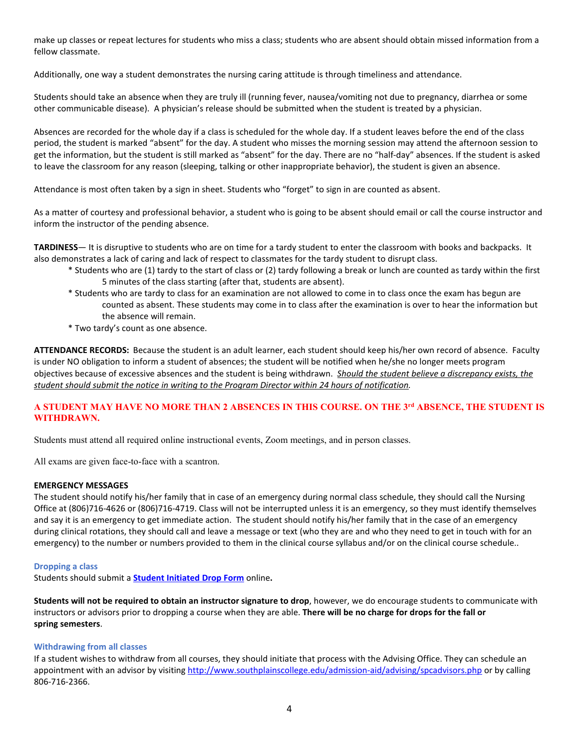make up classes or repeat lectures for students who miss a class; students who are absent should obtain missed information from a fellow classmate.

Additionally, one way a student demonstrates the nursing caring attitude is through timeliness and attendance.

Students should take an absence when they are truly ill (running fever, nausea/vomiting not due to pregnancy, diarrhea or some other communicable disease). A physician's release should be submitted when the student is treated by a physician.

Absences are recorded for the whole day if a class is scheduled for the whole day. If a student leaves before the end of the class period, the student is marked "absent" for the day. A student who misses the morning session may attend the afternoon session to get the information, but the student is still marked as "absent" for the day. There are no "half-day" absences. If the student is asked to leave the classroom for any reason (sleeping, talking or other inappropriate behavior), the student is given an absence.

Attendance is most often taken by a sign in sheet. Students who "forget" to sign in are counted as absent.

As a matter of courtesy and professional behavior, a student who is going to be absent should email or call the course instructor and inform the instructor of the pending absence.

**TARDINESS**— It is disruptive to students who are on time for a tardy student to enter the classroom with books and backpacks. It also demonstrates a lack of caring and lack of respect to classmates for the tardy student to disrupt class.

- Students who are (1) tardy to the start of class or (2) tardy following a break or lunch are counted as tardy within the first 5 minutes of the class starting (after that, students are absent).
- Students who are tardy to class for an examination are not allowed to come in to class once the exam has begun are counted as absent. These students may come in to class after the examination is over to hear the information but the absence will remain.
- Two tardy's count as one absence.

**ATTENDANCE RECORDS:** Because the student is an adult learner, each student should keep his/her own record of absence. Faculty is under NO obligation to inform a student of absences; the student will be notified when he/she no longer meets program objectives because of excessive absences and the student is being withdrawn. *Should the student believe a discrepancy exists, the student should submit the notice in writing to the Program Director within 24 hours of notification.*

**A STUDENT MAY HAVE NO MORE THAN 2 ABSENCES IN THIS COURSE. ON THE 3rd ABSENCE, THE STUDENT IS WITHDRAWN.**

Students must attend all required online instructional events, Zoom meetings, and in person classes.

All exams are given face-to-face with a scantron.

**EMERGENCY MESSAGES**

The student should notify his/her family that in case of an emergency during normal class schedule, they should call the Nursing Office at (806)716-4626 or (806)716-4719. Class will not be interrupted unless it is an emergency, so they must identify themselves and say it is an emergency to get immediate action. The student should notify his/her family that in the case of an emergency during clinical rotations, they should call and leave a message or text (who they are and who they need to get in touch with for an emergency) to the number or numbers provided to them in the clinical course syllabus and/or on the clinical course schedule..

**Dropping a class**

Students should submit a **Student Initiated Drop Form** online**.**

**Students will not be required to obtain an instructor signature to drop**, however, we do encourage students to communicate with instructors or advisors prior to dropping a course when they are able. **There will be no charge for drops for the fall or spring semesters**.

**Withdrawing from all classes**

If a student wishes to withdraw from all courses, they should initiate that process with the Advising Office. They can schedule an appointment with an advisor by visiting http://www.southplainscollege.edu/admission-aid/advising/spcadvisors.php or by calling 806-716-2366.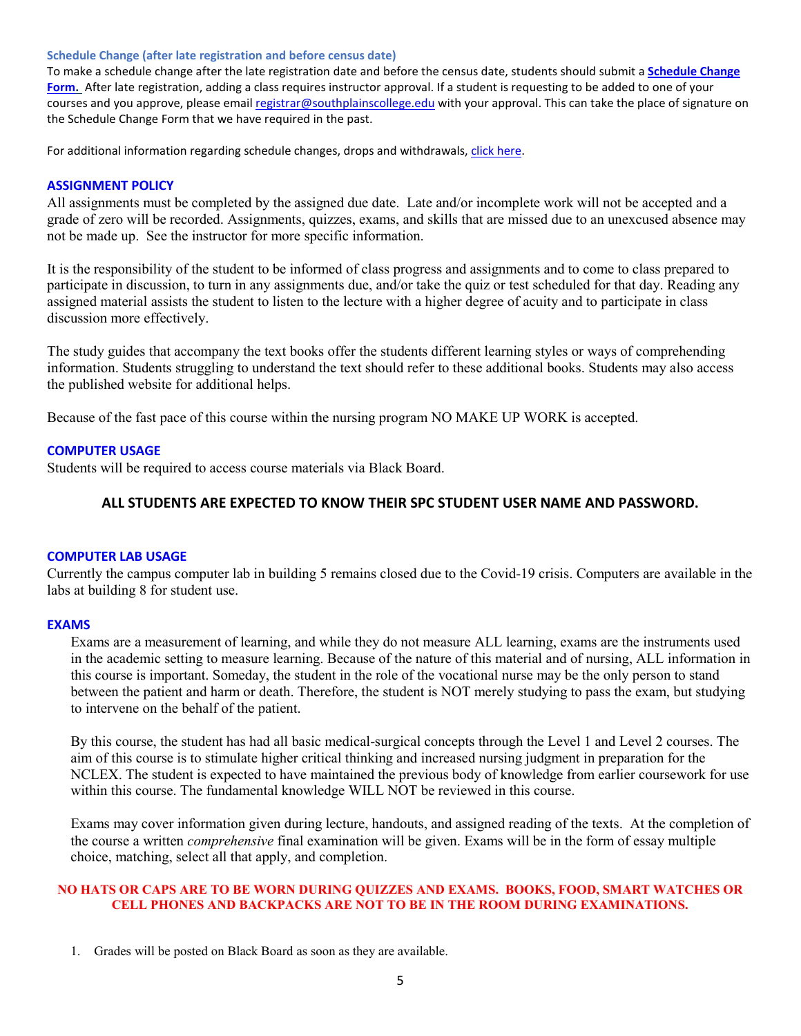### Schedule Change (after late registration and before census date)

To make a schedule change after the late registration date and before the census date, students should submit a **Schedule Change Form.** After late registration, adding a class requires instructor approval. If a student is requesting to be added to one of your courses and you approve, please email registrar@southplainscollege.edu with your approval. This can take the place of signature on the Schedule Change Form that we have required in the past.

For additional information regarding schedule changes, drops and withdrawals, click here.

### ASSIGNMENT POLICY

All assignments must be completed by the assigned due date. Late and/or incomplete work will not be accepted and a grade of zero will be recorded. Assignments, quizzes, exams, and skills that are missed due to an unexcused absence may not be made up. See the instructor for more specific information.

It is the responsibility of the student to be informed of class progress and assignments and to come to class prepared to participate in discussion, to turn in any assignments due, and/or take the quiz or test scheduled for that day. Reading any assigned material assists the student to listen to the lecture with a higher degree of acuity and to participate in class discussion more effectively.

The study guides that accompany the text books offer the students different learning styles or ways of comprehending information. Students struggling to understand the text should refer to these additional books. Students may also access the published website for additional helps.

Because of the fast pace of this course within the nursing program NO MAKE UP WORK is accepted.

### COMPUTER USAGE

Students will be required to access course materials via Black Board.

**ALL STUDENTS ARE EXPECTED TO KNOW THEIR SPC STUDENT USER NAME AND PASSWORD.**

### COMPUTER LAB USAGE

Currently the campus computer lab in building 5 remains closed due to the Covid-19 crisis. Computers are available in the labs at building 8 for student use.

### EXAMS

Exams are a measurement of learning, and while they do not measure ALL learning, exams are the instruments used in the academic setting to measure learning. Because of the nature of this material and of nursing, ALL information in this course is important. Someday, the student in the role of the vocational nurse may be the only person to stand between the patient and harm or death. Therefore, the student is NOT merely studying to pass the exam, but studying to intervene on the behalf of the patient.

By this course, the student has had all basic medical-surgical concepts through the Level 1 and Level 2 courses. The aim of this course is to stimulate higher critical thinking and increased nursing judgment in preparation for the NCLEX. The student is expected to have maintained the previous body of knowledge from earlier coursework for use within this course. The fundamental knowledge WILL NOT be reviewed in this course.

Exams may cover information given during lecture, handouts, and assigned reading of the texts. At the completion of the course a written *comprehensive* final examination will be given. Exams will be in the form of essay multiple choice, matching, select all that apply, and completion.

**NO HATS OR CAPS ARE TO BE WORN DURING QUIZZES AND EXAMS. BOOKS, FOOD, SMART WATCHES OR CELL PHONES AND BACKPACKS ARE NOT TO BE IN THE ROOM DURING EXAMINATIONS.**

1. Grades will be posted on Black Board as soon as they are available.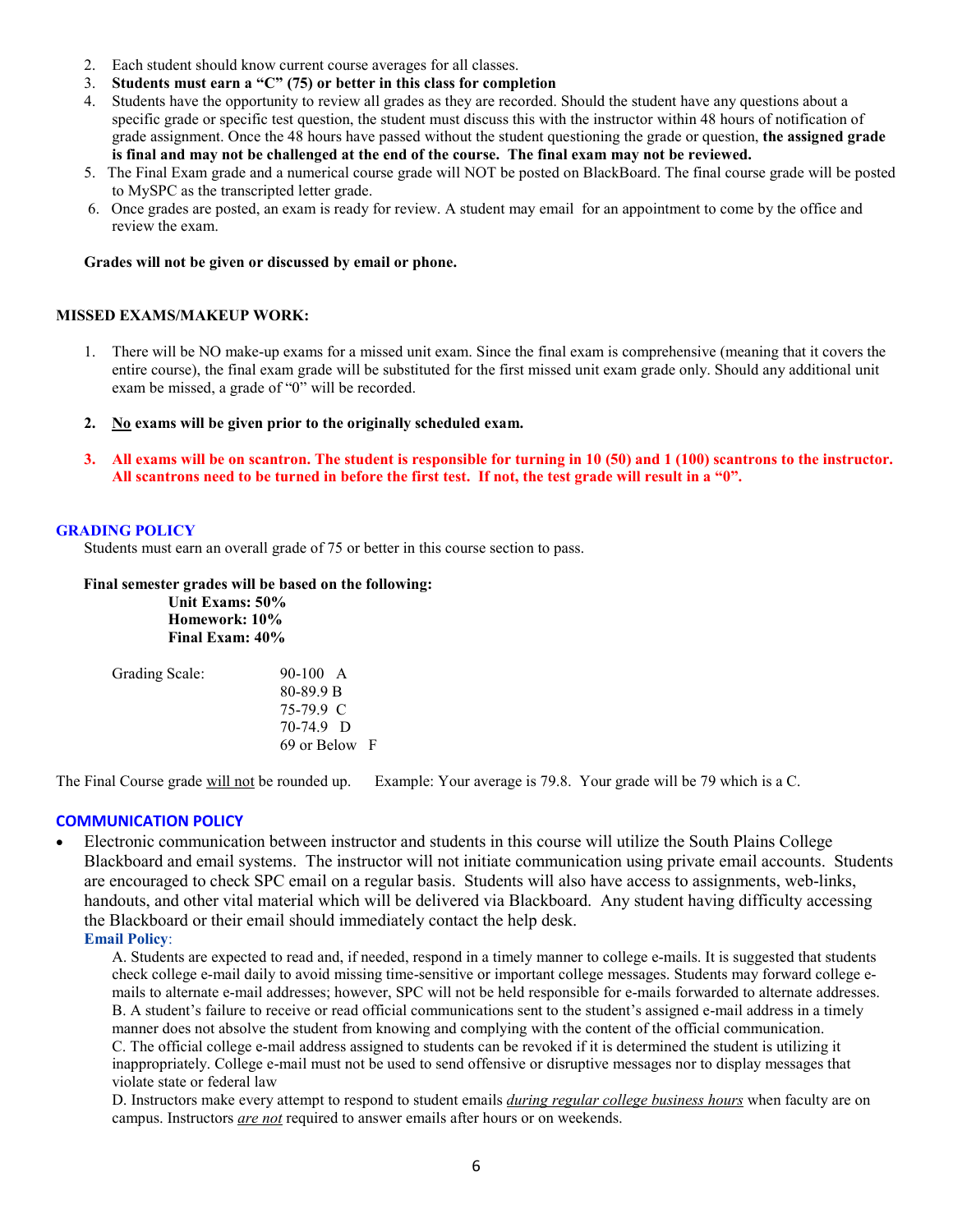2. Each student should know current course averages for all classes.
3. **Students must earn a "C" (75) or better in this class for completion**
4. Students have the opportunity to review all grades as they are recorded. Should the student have any questions about a specific grade or specific test question, the student must discuss this with the instructor within 48 hours of notification of grade assignment. Once the 48 hours have passed without the student questioning the grade or question, **the assigned grade is final and may not be challenged at the end of the course. The final exam may not be reviewed.**
5. The Final Exam grade and a numerical course grade will NOT be posted on BlackBoard. The final course grade will be posted to MySPC as the transcripted letter grade.
6. Once grades are posted, an exam is ready for review. A student may email for an appointment to come by the office and review the exam.

**Grades will not be given or discussed by email or phone.**

**MISSED EXAMS/MAKEUP WORK:**

1. There will be NO make-up exams for a missed unit exam. Since the final exam is comprehensive (meaning that it covers the entire course), the final exam grade will be substituted for the first missed unit exam grade only. Should any additional unit exam be missed, a grade of "0" will be recorded.
2. **No exams will be given prior to the originally scheduled exam.**
3. **All exams will be on scantron. The student is responsible for turning in 10 (50) and 1 (100) scantrons to the instructor. All scantrons need to be turned in before the first test. If not, the test grade will result in a "0".**

## GRADING POLICY

Students must earn an overall grade of 75 or better in this course section to pass.

**Final semester grades will be based on the following:**

**Unit Exams: 50%**
**Homework: 10%**
**Final Exam: 40%**

Grading Scale:

90-100 A
80-89.9 B
75-79.9 C
70-74.9 D
69 or Below F

The Final Course grade will not be rounded up. Example: Your average is 79.8. Your grade will be 79 which is a C.

## COMMUNICATION POLICY

- Electronic communication between instructor and students in this course will utilize the South Plains College Blackboard and email systems. The instructor will not initiate communication using private email accounts. Students are encouraged to check SPC email on a regular basis. Students will also have access to assignments, web-links, handouts, and other vital material which will be delivered via Blackboard. Any student having difficulty accessing the Blackboard or their email should immediately contact the help desk.

**Email Policy**:

A. Students are expected to read and, if needed, respond in a timely manner to college e-mails. It is suggested that students check college e-mail daily to avoid missing time-sensitive or important college messages. Students may forward college e-mails to alternate e-mail addresses; however, SPC will not be held responsible for e-mails forwarded to alternate addresses.
B. A student's failure to receive or read official communications sent to the student's assigned e-mail address in a timely manner does not absolve the student from knowing and complying with the content of the official communication.
C. The official college e-mail address assigned to students can be revoked if it is determined the student is utilizing it inappropriately. College e-mail must not be used to send offensive or disruptive messages nor to display messages that violate state or federal law
D. Instructors make every attempt to respond to student emails *during regular college business hours* when faculty are on campus. Instructors *are not* required to answer emails after hours or on weekends.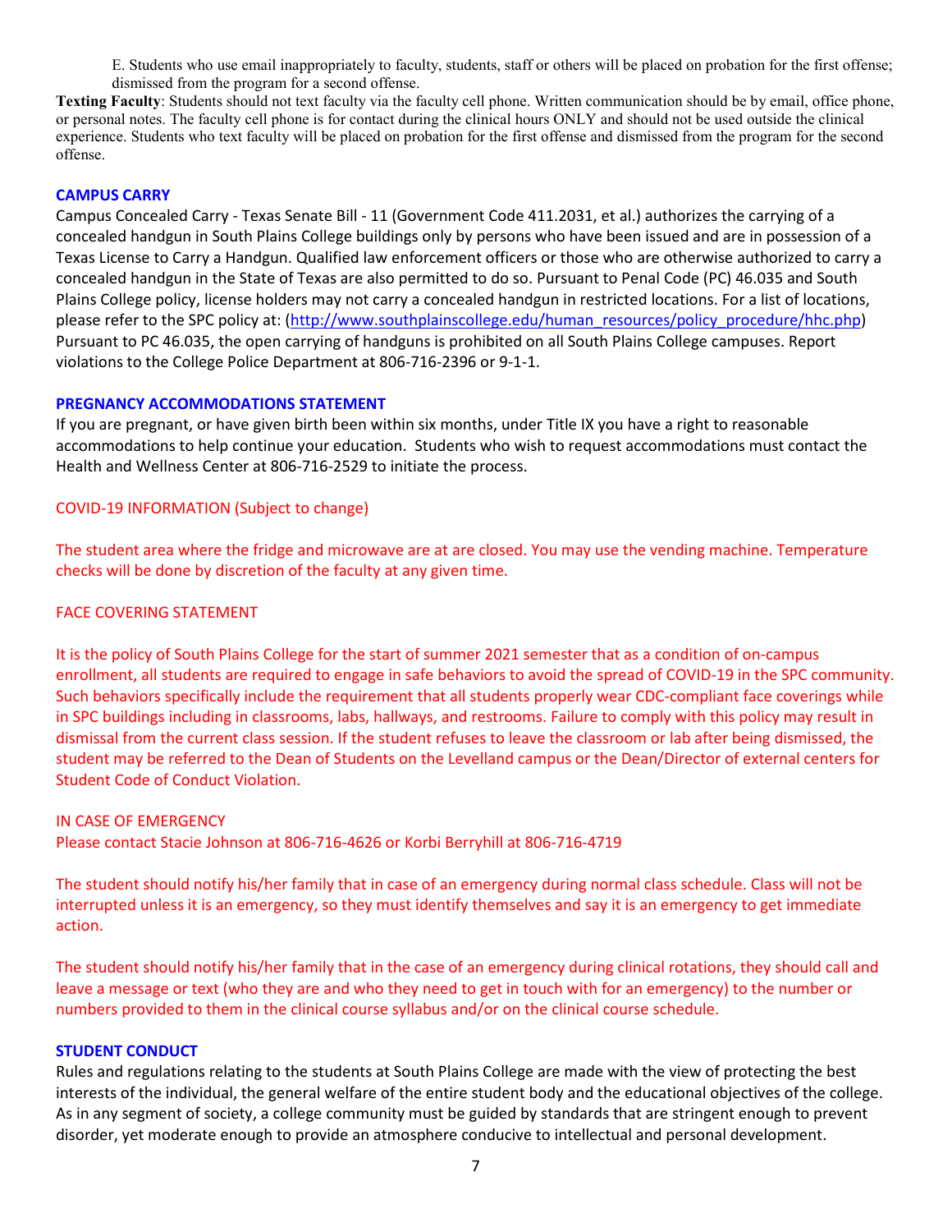E. Students who use email inappropriately to faculty, students, staff or others will be placed on probation for the first offense; dismissed from the program for a second offense.

**Texting Faculty**: Students should not text faculty via the faculty cell phone. Written communication should be by email, office phone, or personal notes. The faculty cell phone is for contact during the clinical hours ONLY and should not be used outside the clinical experience. Students who text faculty will be placed on probation for the first offense and dismissed from the program for the second offense.

### CAMPUS CARRY

Campus Concealed Carry - Texas Senate Bill - 11 (Government Code 411.2031, et al.) authorizes the carrying of a concealed handgun in South Plains College buildings only by persons who have been issued and are in possession of a Texas License to Carry a Handgun. Qualified law enforcement officers or those who are otherwise authorized to carry a concealed handgun in the State of Texas are also permitted to do so. Pursuant to Penal Code (PC) 46.035 and South Plains College policy, license holders may not carry a concealed handgun in restricted locations. For a list of locations, please refer to the SPC policy at: (http://www.southplainscollege.edu/human_resources/policy_procedure/hhc.php) Pursuant to PC 46.035, the open carrying of handguns is prohibited on all South Plains College campuses. Report violations to the College Police Department at 806-716-2396 or 9-1-1.

### PREGNANCY ACCOMMODATIONS STATEMENT

If you are pregnant, or have given birth been within six months, under Title IX you have a right to reasonable accommodations to help continue your education. Students who wish to request accommodations must contact the Health and Wellness Center at 806-716-2529 to initiate the process.

COVID-19 INFORMATION (Subject to change)

The student area where the fridge and microwave are at are closed. You may use the vending machine. Temperature checks will be done by discretion of the faculty at any given time.

FACE COVERING STATEMENT

It is the policy of South Plains College for the start of summer 2021 semester that as a condition of on-campus enrollment, all students are required to engage in safe behaviors to avoid the spread of COVID-19 in the SPC community. Such behaviors specifically include the requirement that all students properly wear CDC-compliant face coverings while in SPC buildings including in classrooms, labs, hallways, and restrooms. Failure to comply with this policy may result in dismissal from the current class session. If the student refuses to leave the classroom or lab after being dismissed, the student may be referred to the Dean of Students on the Levelland campus or the Dean/Director of external centers for Student Code of Conduct Violation.

IN CASE OF EMERGENCY

Please contact Stacie Johnson at 806-716-4626 or Korbi Berryhill at 806-716-4719

The student should notify his/her family that in case of an emergency during normal class schedule. Class will not be interrupted unless it is an emergency, so they must identify themselves and say it is an emergency to get immediate action.

The student should notify his/her family that in the case of an emergency during clinical rotations, they should call and leave a message or text (who they are and who they need to get in touch with for an emergency) to the number or numbers provided to them in the clinical course syllabus and/or on the clinical course schedule.

### STUDENT CONDUCT

Rules and regulations relating to the students at South Plains College are made with the view of protecting the best interests of the individual, the general welfare of the entire student body and the educational objectives of the college. As in any segment of society, a college community must be guided by standards that are stringent enough to prevent disorder, yet moderate enough to provide an atmosphere conducive to intellectual and personal development.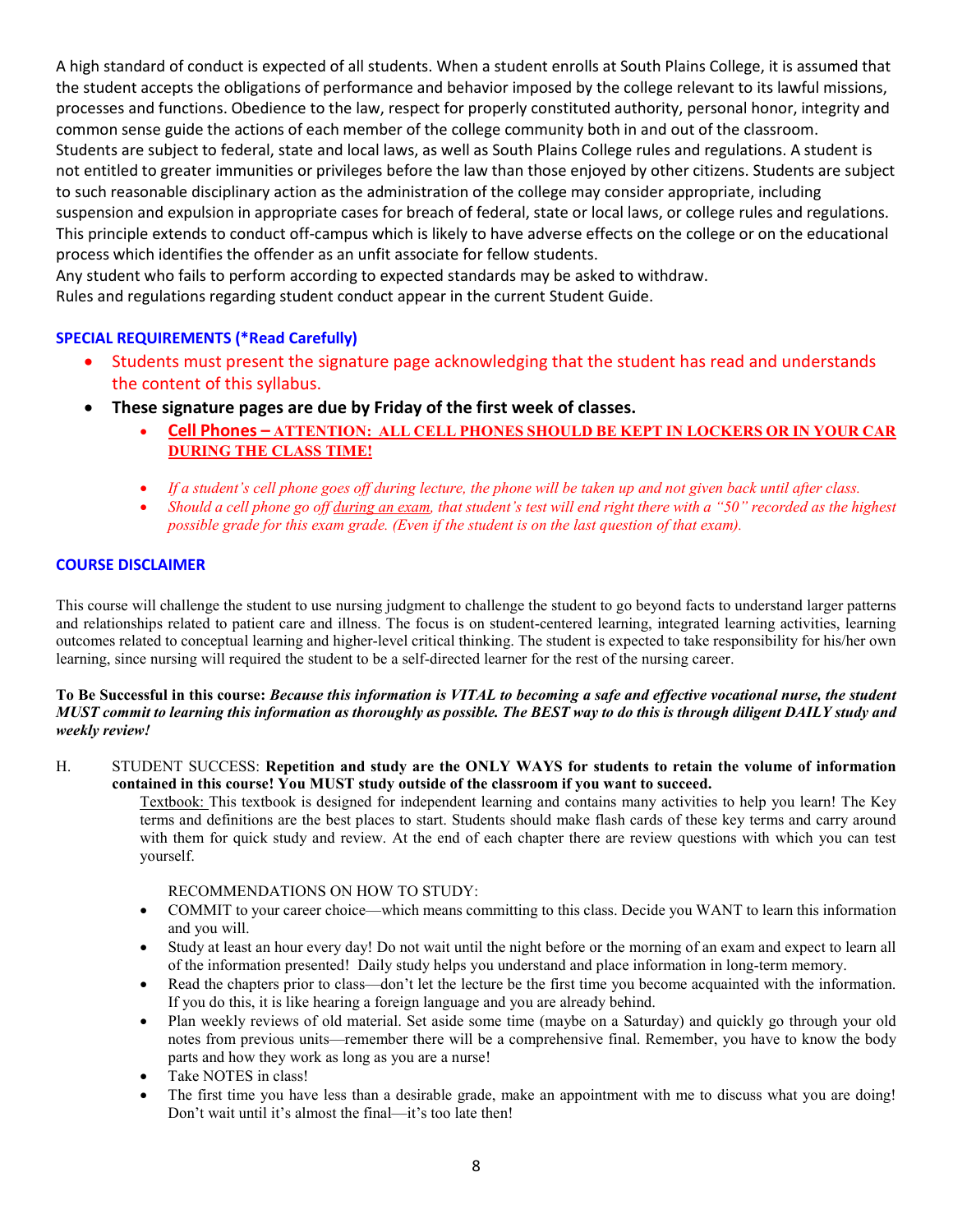A high standard of conduct is expected of all students. When a student enrolls at South Plains College, it is assumed that the student accepts the obligations of performance and behavior imposed by the college relevant to its lawful missions, processes and functions. Obedience to the law, respect for properly constituted authority, personal honor, integrity and common sense guide the actions of each member of the college community both in and out of the classroom.
Students are subject to federal, state and local laws, as well as South Plains College rules and regulations. A student is not entitled to greater immunities or privileges before the law than those enjoyed by other citizens. Students are subject to such reasonable disciplinary action as the administration of the college may consider appropriate, including suspension and expulsion in appropriate cases for breach of federal, state or local laws, or college rules and regulations. This principle extends to conduct off-campus which is likely to have adverse effects on the college or on the educational process which identifies the offender as an unfit associate for fellow students.
Any student who fails to perform according to expected standards may be asked to withdraw.
Rules and regulations regarding student conduct appear in the current Student Guide.

**SPECIAL REQUIREMENTS (*Read Carefully)**

- Students must present the signature page acknowledging that the student has read and understands the content of this syllabus.
- **These signature pages are due by Friday of the first week of classes.**
  - **Cell Phones – ATTENTION: ALL CELL PHONES SHOULD BE KEPT IN LOCKERS OR IN YOUR CAR DURING THE CLASS TIME!**
  - *If a student's cell phone goes off during lecture, the phone will be taken up and not given back until after class.*
  - *Should a cell phone go off during an exam, that student's test will end right there with a "50" recorded as the highest possible grade for this exam grade. (Even if the student is on the last question of that exam).*

**COURSE DISCLAIMER**

This course will challenge the student to use nursing judgment to challenge the student to go beyond facts to understand larger patterns and relationships related to patient care and illness. The focus is on student-centered learning, integrated learning activities, learning outcomes related to conceptual learning and higher-level critical thinking. The student is expected to take responsibility for his/her own learning, since nursing will required the student to be a self-directed learner for the rest of the nursing career.

**To Be Successful in this course:** ***Because this information is VITAL to becoming a safe and effective vocational nurse, the student MUST commit to learning this information as thoroughly as possible. The BEST way to do this is through diligent DAILY study and weekly review!***

H. STUDENT SUCCESS: **Repetition and study are the ONLY WAYS for students to retain the volume of information contained in this course! You MUST study outside of the classroom if you want to succeed.**

Textbook: This textbook is designed for independent learning and contains many activities to help you learn! The Key terms and definitions are the best places to start. Students should make flash cards of these key terms and carry around with them for quick study and review. At the end of each chapter there are review questions with which you can test yourself.

RECOMMENDATIONS ON HOW TO STUDY:

- COMMIT to your career choice—which means committing to this class. Decide you WANT to learn this information and you will.
- Study at least an hour every day! Do not wait until the night before or the morning of an exam and expect to learn all of the information presented! Daily study helps you understand and place information in long-term memory.
- Read the chapters prior to class—don't let the lecture be the first time you become acquainted with the information. If you do this, it is like hearing a foreign language and you are already behind.
- Plan weekly reviews of old material. Set aside some time (maybe on a Saturday) and quickly go through your old notes from previous units—remember there will be a comprehensive final. Remember, you have to know the body parts and how they work as long as you are a nurse!
- Take NOTES in class!
- The first time you have less than a desirable grade, make an appointment with me to discuss what you are doing! Don't wait until it's almost the final—it's too late then!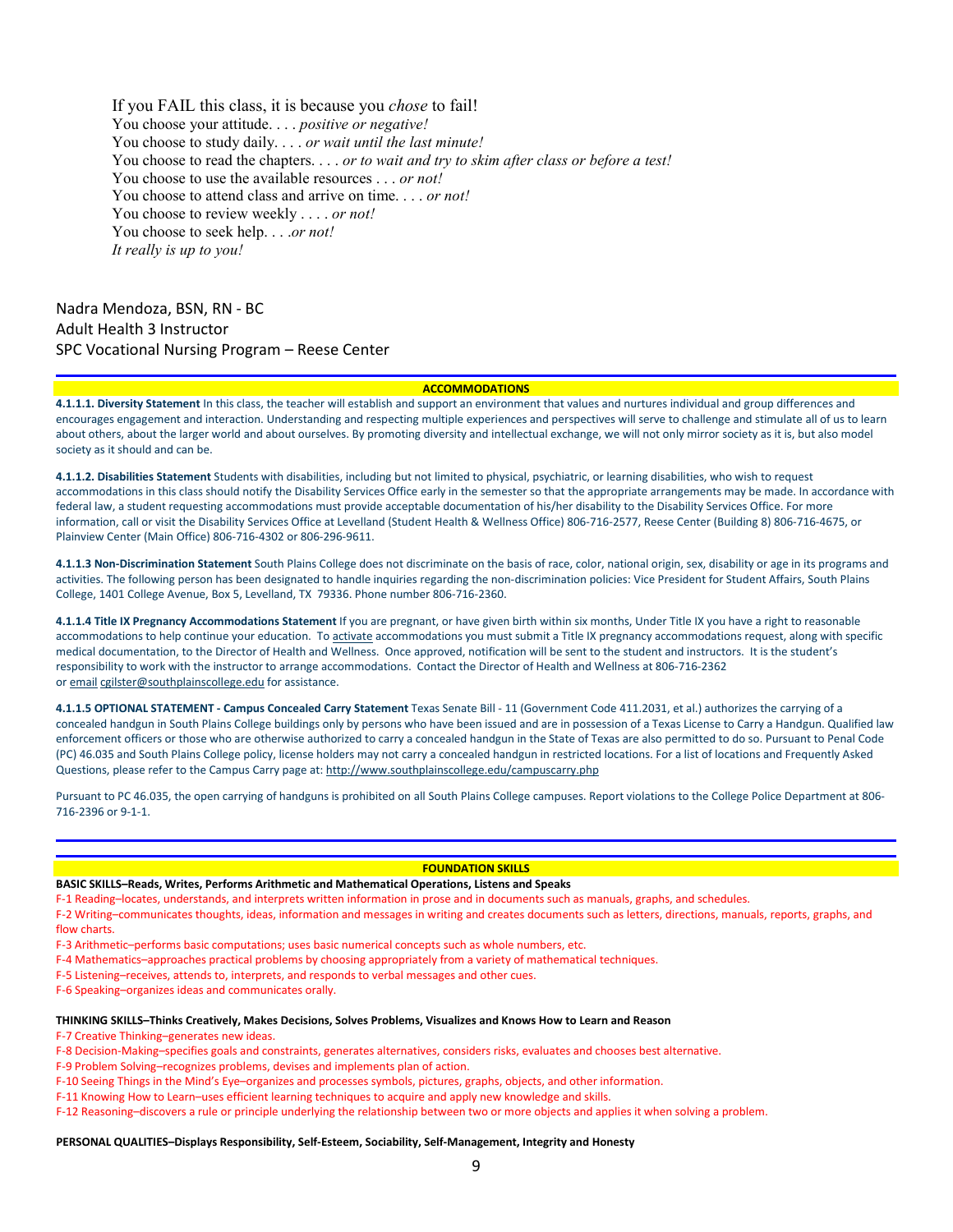If you FAIL this class, it is because you *chose* to fail!
You choose your attitude. . . . *positive or negative!*
You choose to study daily. . . . *or wait until the last minute!*
You choose to read the chapters. . . . *or to wait and try to skim after class or before a test!*
You choose to use the available resources . . . *or not!*
You choose to attend class and arrive on time. . . . *or not!*
You choose to review weekly . . . . *or not!*
You choose to seek help. . . .*or not!*
*It really is up to you!*

Nadra Mendoza, BSN, RN - BC
Adult Health 3 Instructor
SPC Vocational Nursing Program – Reese Center

## ACCOMMODATIONS

**4.1.1.1. Diversity Statement** In this class, the teacher will establish and support an environment that values and nurtures individual and group differences and encourages engagement and interaction. Understanding and respecting multiple experiences and perspectives will serve to challenge and stimulate all of us to learn about others, about the larger world and about ourselves. By promoting diversity and intellectual exchange, we will not only mirror society as it is, but also model society as it should and can be.

**4.1.1.2. Disabilities Statement** Students with disabilities, including but not limited to physical, psychiatric, or learning disabilities, who wish to request accommodations in this class should notify the Disability Services Office early in the semester so that the appropriate arrangements may be made. In accordance with federal law, a student requesting accommodations must provide acceptable documentation of his/her disability to the Disability Services Office. For more information, call or visit the Disability Services Office at Levelland (Student Health & Wellness Office) 806-716-2577, Reese Center (Building 8) 806-716-4675, or Plainview Center (Main Office) 806-716-4302 or 806-296-9611.

**4.1.1.3 Non-Discrimination Statement** South Plains College does not discriminate on the basis of race, color, national origin, sex, disability or age in its programs and activities. The following person has been designated to handle inquiries regarding the non-discrimination policies: Vice President for Student Affairs, South Plains College, 1401 College Avenue, Box 5, Levelland, TX 79336. Phone number 806-716-2360.

**4.1.1.4 Title IX Pregnancy Accommodations Statement** If you are pregnant, or have given birth within six months, Under Title IX you have a right to reasonable accommodations to help continue your education. To activate accommodations you must submit a Title IX pregnancy accommodations request, along with specific medical documentation, to the Director of Health and Wellness. Once approved, notification will be sent to the student and instructors. It is the student's responsibility to work with the instructor to arrange accommodations. Contact the Director of Health and Wellness at 806-716-2362 or email cgilster@southplainscollege.edu for assistance.

**4.1.1.5 OPTIONAL STATEMENT - Campus Concealed Carry Statement** Texas Senate Bill - 11 (Government Code 411.2031, et al.) authorizes the carrying of a concealed handgun in South Plains College buildings only by persons who have been issued and are in possession of a Texas License to Carry a Handgun. Qualified law enforcement officers or those who are otherwise authorized to carry a concealed handgun in the State of Texas are also permitted to do so. Pursuant to Penal Code (PC) 46.035 and South Plains College policy, license holders may not carry a concealed handgun in restricted locations. For a list of locations and Frequently Asked Questions, please refer to the Campus Carry page at: http://www.southplainscollege.edu/campuscarry.php

Pursuant to PC 46.035, the open carrying of handguns is prohibited on all South Plains College campuses. Report violations to the College Police Department at 806-716-2396 or 9-1-1.

## FOUNDATION SKILLS

**BASIC SKILLS–Reads, Writes, Performs Arithmetic and Mathematical Operations, Listens and Speaks**

F-1 Reading–locates, understands, and interprets written information in prose and in documents such as manuals, graphs, and schedules.
F-2 Writing–communicates thoughts, ideas, information and messages in writing and creates documents such as letters, directions, manuals, reports, graphs, and flow charts.
F-3 Arithmetic–performs basic computations; uses basic numerical concepts such as whole numbers, etc.
F-4 Mathematics–approaches practical problems by choosing appropriately from a variety of mathematical techniques.
F-5 Listening–receives, attends to, interprets, and responds to verbal messages and other cues.
F-6 Speaking–organizes ideas and communicates orally.

**THINKING SKILLS–Thinks Creatively, Makes Decisions, Solves Problems, Visualizes and Knows How to Learn and Reason**

F-7 Creative Thinking–generates new ideas.
F-8 Decision-Making–specifies goals and constraints, generates alternatives, considers risks, evaluates and chooses best alternative.
F-9 Problem Solving–recognizes problems, devises and implements plan of action.
F-10 Seeing Things in the Mind's Eye–organizes and processes symbols, pictures, graphs, objects, and other information.
F-11 Knowing How to Learn–uses efficient learning techniques to acquire and apply new knowledge and skills.
F-12 Reasoning–discovers a rule or principle underlying the relationship between two or more objects and applies it when solving a problem.

**PERSONAL QUALITIES–Displays Responsibility, Self-Esteem, Sociability, Self-Management, Integrity and Honesty**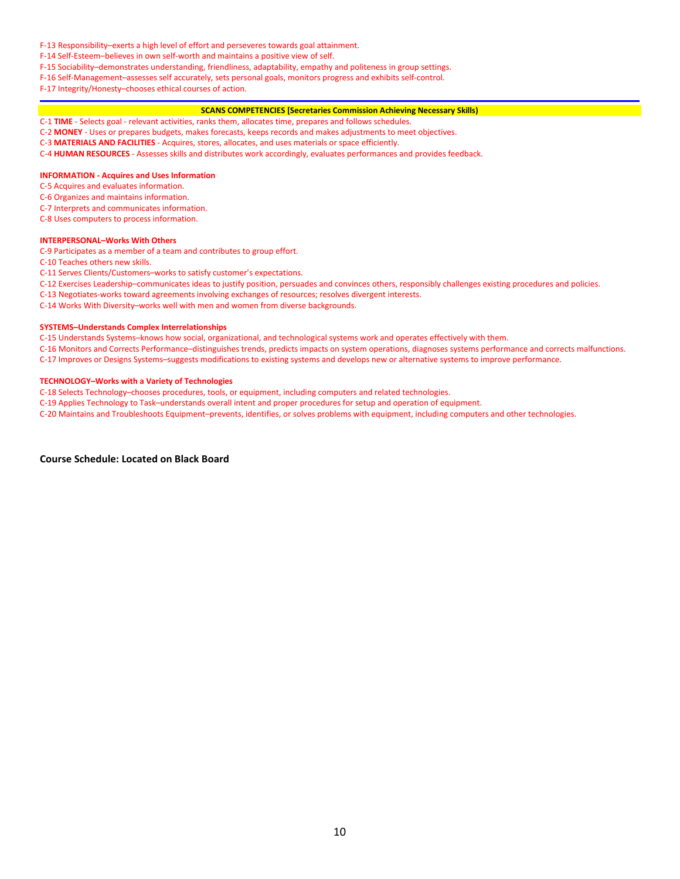F-13 Responsibility–exerts a high level of effort and perseveres towards goal attainment.
F-14 Self-Esteem–believes in own self-worth and maintains a positive view of self.
F-15 Sociability–demonstrates understanding, friendliness, adaptability, empathy and politeness in group settings.
F-16 Self-Management–assesses self accurately, sets personal goals, monitors progress and exhibits self-control.
F-17 Integrity/Honesty–chooses ethical courses of action.

---

**SCANS COMPETENCIES [Secretaries Commission Achieving Necessary Skills)**

C-1 **TIME** - Selects goal - relevant activities, ranks them, allocates time, prepares and follows schedules.
C-2 **MONEY** - Uses or prepares budgets, makes forecasts, keeps records and makes adjustments to meet objectives.
C-3 **MATERIALS AND FACILITIES** - Acquires, stores, allocates, and uses materials or space efficiently.
C-4 **HUMAN RESOURCES** - Assesses skills and distributes work accordingly, evaluates performances and provides feedback.

**INFORMATION - Acquires and Uses Information**

C-5 Acquires and evaluates information.
C-6 Organizes and maintains information.
C-7 Interprets and communicates information.
C-8 Uses computers to process information.

**INTERPERSONAL–Works With Others**

C-9 Participates as a member of a team and contributes to group effort.
C-10 Teaches others new skills.
C-11 Serves Clients/Customers–works to satisfy customer's expectations.
C-12 Exercises Leadership–communicates ideas to justify position, persuades and convinces others, responsibly challenges existing procedures and policies.
C-13 Negotiates-works toward agreements involving exchanges of resources; resolves divergent interests.
C-14 Works With Diversity–works well with men and women from diverse backgrounds.

**SYSTEMS–Understands Complex Interrelationships**

C-15 Understands Systems–knows how social, organizational, and technological systems work and operates effectively with them.
C-16 Monitors and Corrects Performance–distinguishes trends, predicts impacts on system operations, diagnoses systems performance and corrects malfunctions.
C-17 Improves or Designs Systems–suggests modifications to existing systems and develops new or alternative systems to improve performance.

**TECHNOLOGY–Works with a Variety of Technologies**

C-18 Selects Technology–chooses procedures, tools, or equipment, including computers and related technologies.
C-19 Applies Technology to Task–understands overall intent and proper procedures for setup and operation of equipment.
C-20 Maintains and Troubleshoots Equipment–prevents, identifies, or solves problems with equipment, including computers and other technologies.

**Course Schedule: Located on Black Board**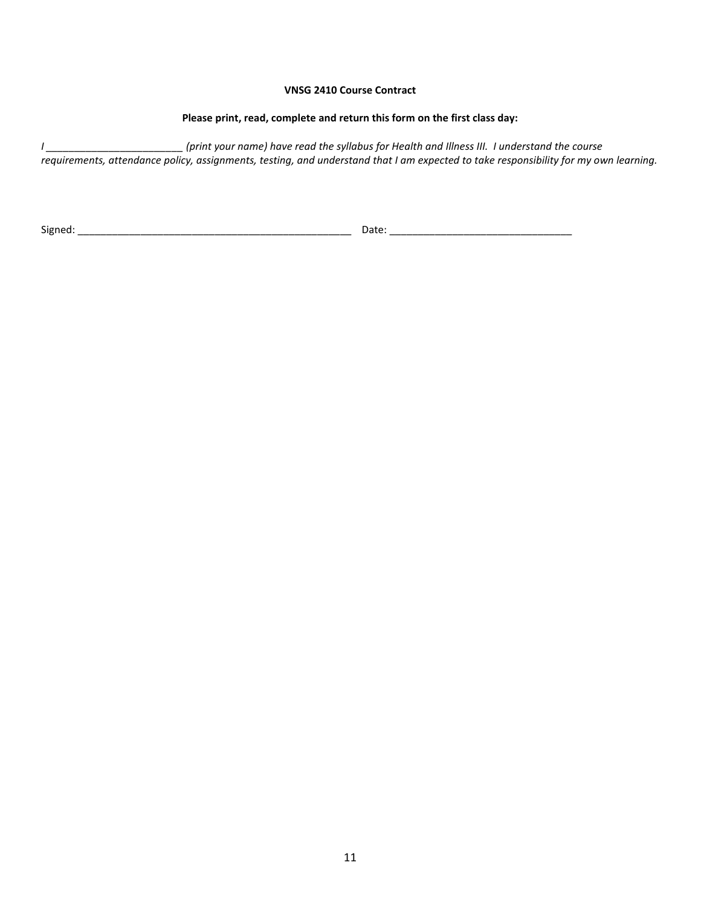**VNSG 2410 Course Contract**

**Please print, read, complete and return this form on the first class day:**

*I ________________________ (print your name) have read the syllabus for Health and Illness III. I understand the course requirements, attendance policy, assignments, testing, and understand that I am expected to take responsibility for my own learning.*

Signed: __________________________________________________ Date: _________________________________